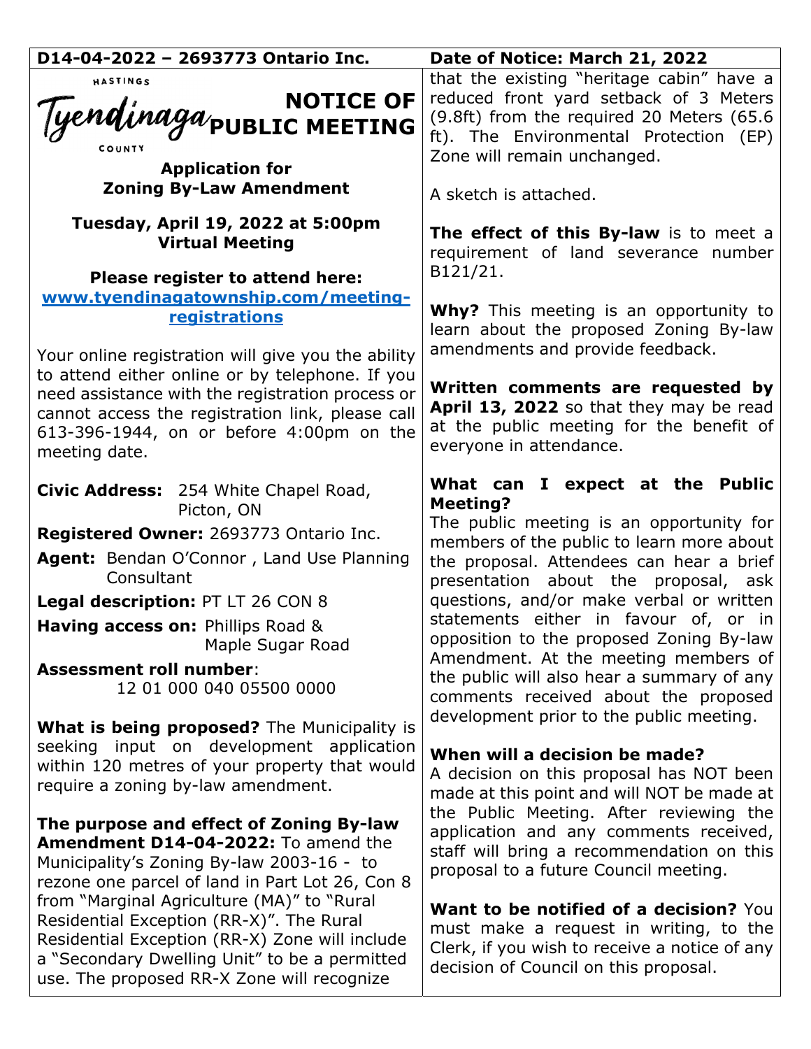**D14-04-2022 – 2693773 Ontario Inc.** **Date of Notice: March 21, 2022**

HASTINGS
Tyendinaga
COUNTY

# NOTICE OF PUBLIC MEETING

**Application for Zoning By-Law Amendment**

**Tuesday, April 19, 2022 at 5:00pm**
**Virtual Meeting**

**Please register to attend here:**
**www.tyendinagatownship.com/meeting-registrations**

Your online registration will give you the ability to attend either online or by telephone. If you need assistance with the registration process or cannot access the registration link, please call 613-396-1944, on or before 4:00pm on the meeting date.

**Civic Address:** 254 White Chapel Road, Picton, ON

**Registered Owner:** 2693773 Ontario Inc.

**Agent:** Bendan O'Connor , Land Use Planning Consultant

**Legal description:** PT LT 26 CON 8

**Having access on:** Phillips Road & Maple Sugar Road

**Assessment roll number**:
12 01 000 040 05500 0000

**What is being proposed?** The Municipality is seeking input on development application within 120 metres of your property that would require a zoning by-law amendment.

**The purpose and effect of Zoning By-law Amendment D14-04-2022:** To amend the Municipality's Zoning By-law 2003-16 - to rezone one parcel of land in Part Lot 26, Con 8 from "Marginal Agriculture (MA)" to "Rural Residential Exception (RR-X)". The Rural Residential Exception (RR-X) Zone will include a "Secondary Dwelling Unit" to be a permitted use. The proposed RR-X Zone will recognize that the existing "heritage cabin" have a reduced front yard setback of 3 Meters (9.8ft) from the required 20 Meters (65.6 ft). The Environmental Protection (EP) Zone will remain unchanged.

A sketch is attached.

**The effect of this By-law** is to meet a requirement of land severance number B121/21.

**Why?** This meeting is an opportunity to learn about the proposed Zoning By-law amendments and provide feedback.

**Written comments are requested by April 13, 2022** so that they may be read at the public meeting for the benefit of everyone in attendance.

**What can I expect at the Public Meeting?**
The public meeting is an opportunity for members of the public to learn more about the proposal. Attendees can hear a brief presentation about the proposal, ask questions, and/or make verbal or written statements either in favour of, or in opposition to the proposed Zoning By-law Amendment. At the meeting members of the public will also hear a summary of any comments received about the proposed development prior to the public meeting.

**When will a decision be made?**
A decision on this proposal has NOT been made at this point and will NOT be made at the Public Meeting. After reviewing the application and any comments received, staff will bring a recommendation on this proposal to a future Council meeting.

**Want to be notified of a decision?** You must make a request in writing, to the Clerk, if you wish to receive a notice of any decision of Council on this proposal.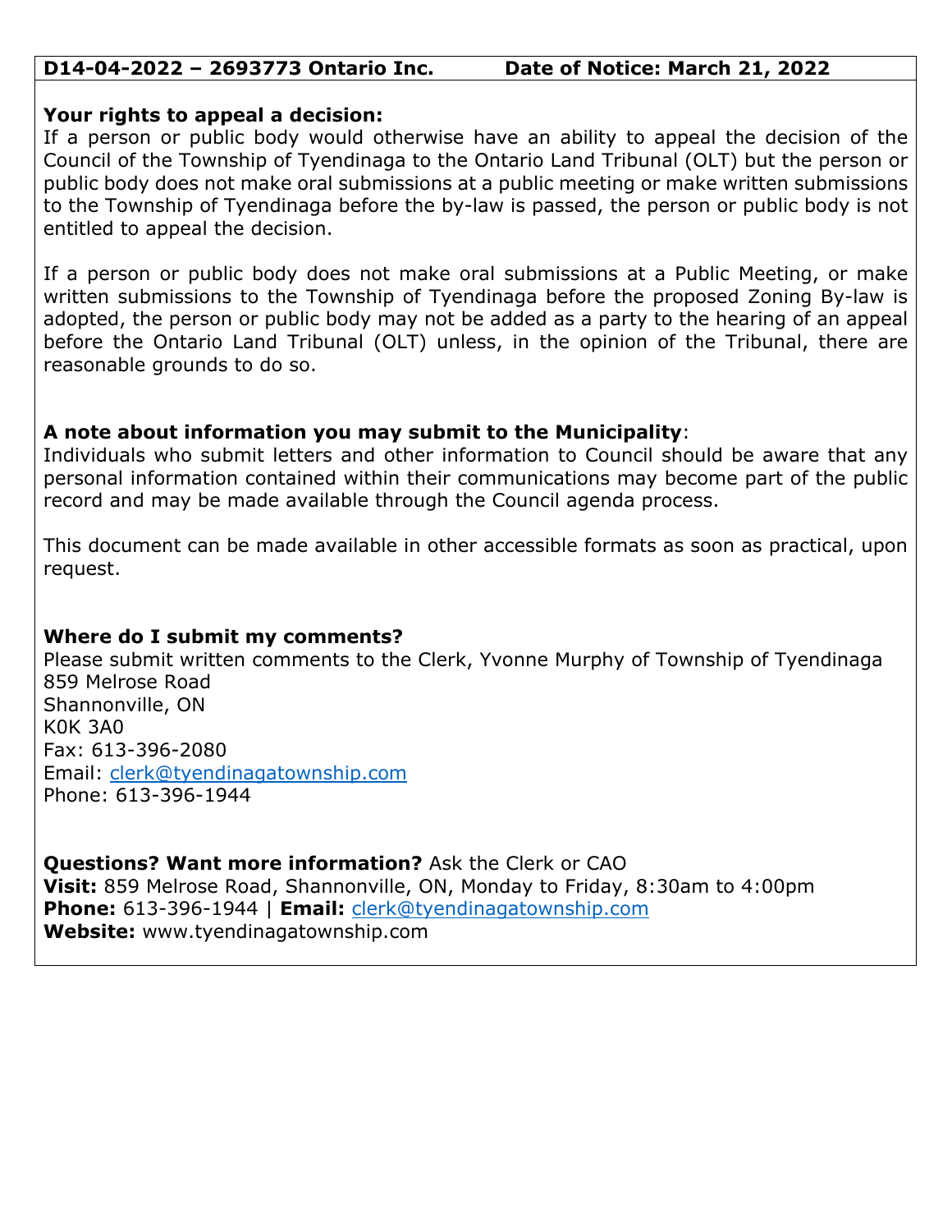**D14-04-2022 – 2693773 Ontario Inc. Date of Notice: March 21, 2022**

**Your rights to appeal a decision:**
If a person or public body would otherwise have an ability to appeal the decision of the Council of the Township of Tyendinaga to the Ontario Land Tribunal (OLT) but the person or public body does not make oral submissions at a public meeting or make written submissions to the Township of Tyendinaga before the by-law is passed, the person or public body is not entitled to appeal the decision.

If a person or public body does not make oral submissions at a Public Meeting, or make written submissions to the Township of Tyendinaga before the proposed Zoning By-law is adopted, the person or public body may not be added as a party to the hearing of an appeal before the Ontario Land Tribunal (OLT) unless, in the opinion of the Tribunal, there are reasonable grounds to do so.

**A note about information you may submit to the Municipality**:
Individuals who submit letters and other information to Council should be aware that any personal information contained within their communications may become part of the public record and may be made available through the Council agenda process.

This document can be made available in other accessible formats as soon as practical, upon request.

**Where do I submit my comments?**
Please submit written comments to the Clerk, Yvonne Murphy of Township of Tyendinaga
859 Melrose Road
Shannonville, ON
K0K 3A0
Fax: 613-396-2080
Email: clerk@tyendinagatownship.com
Phone: 613-396-1944

**Questions? Want more information?** Ask the Clerk or CAO
**Visit:** 859 Melrose Road, Shannonville, ON, Monday to Friday, 8:30am to 4:00pm
**Phone:** 613-396-1944 | **Email:** clerk@tyendinagatownship.com
**Website:** www.tyendinagatownship.com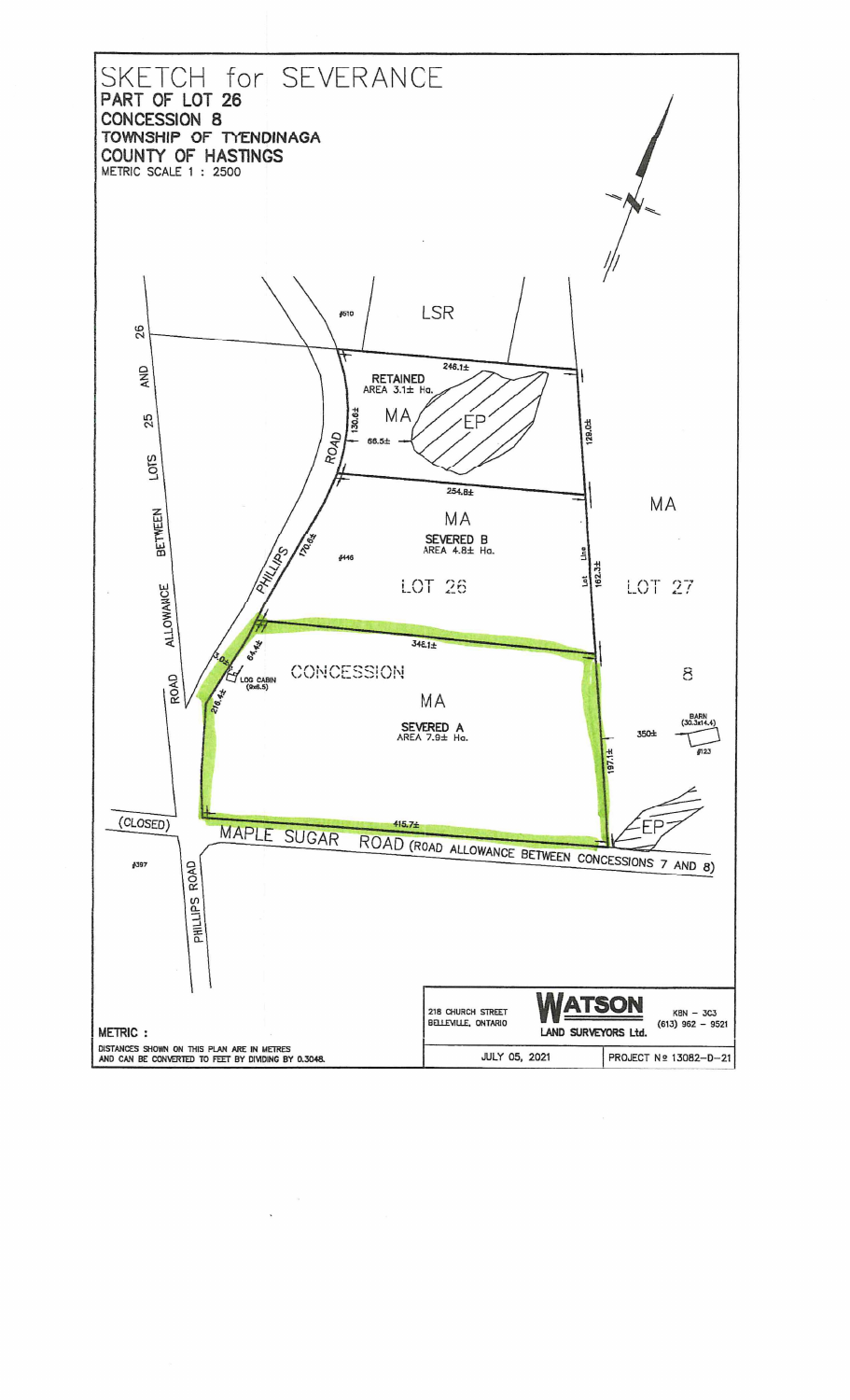# SKETCH for SEVERANCE

**PART OF LOT 26**
**CONCESSION 8**
**TOWNSHIP OF TYENDINAGA**
**COUNTY OF HASTINGS**
METRIC SCALE 1 : 2500

LSR

#510

RETAINED
AREA 3.1± Ha.

MA

EP

248.1±

130.6±

66.5±

129.0±

254.8±

MA

SEVERED B
AREA 4.8± Ha.

#446

LOT 26

Lot Line

162.3±

MA

LOT 27

170.6±

PHILLIPS ROAD

ROAD ALLOWANCE BETWEEN LOTS 25 AND 26

346.1±

64.4±

8.0±

LOG CABIN (9x6.5)

CONCESSION

8

MA

SEVERED A
AREA 7.9± Ha.

216.4±

BARN (30.3x14.4)

350±

#123

197.1±

EP

415.7±

(CLOSED)

MAPLE SUGAR ROAD (ROAD ALLOWANCE BETWEEN CONCESSIONS 7 AND 8)

#397

PHILLIPS ROAD

**METRIC :**
DISTANCES SHOWN ON THIS PLAN ARE IN METRES AND CAN BE CONVERTED TO FEET BY DIVIDING BY 0.3048.

218 CHURCH STREET
BELLEVILLE, ONTARIO

**WATSON**
LAND SURVEYORS Ltd.

K8N – 3C3
(613) 962 – 9521

JULY 05, 2021

PROJECT № 13082–D–21